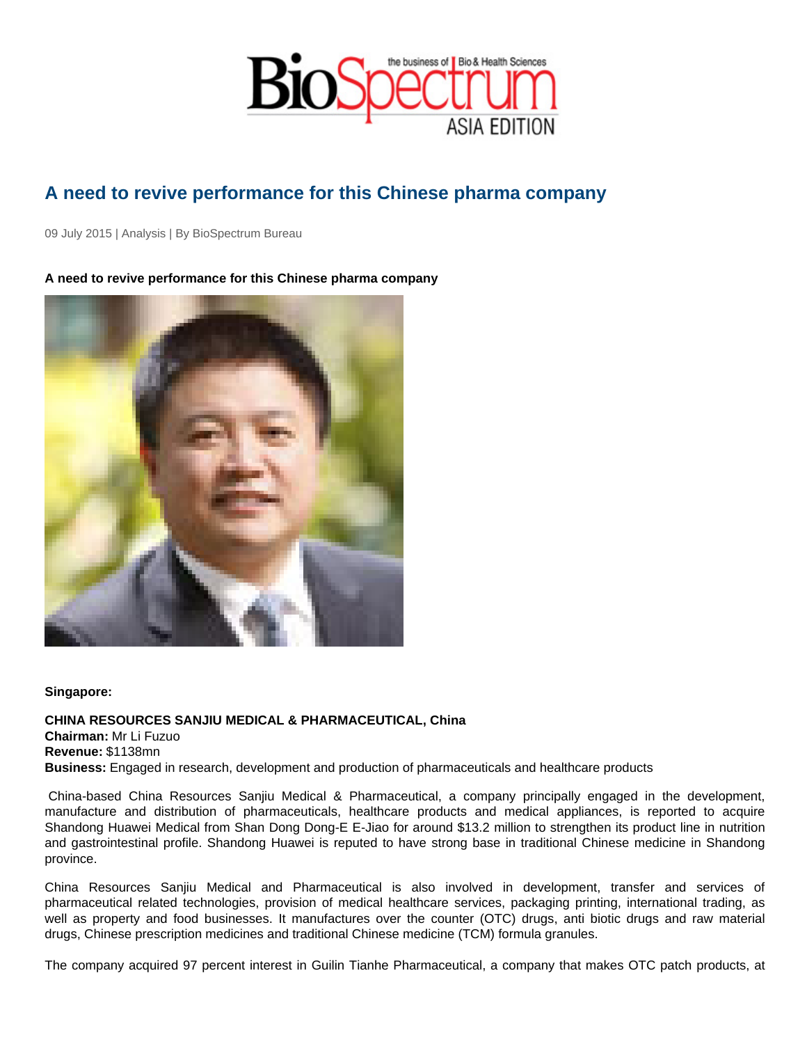# A need to revive performance for this Chinese pharma company

09 July 2015 | Analysis | By BioSpectrum Bureau

**A need to revive performance for this Chinese pharma company**

**Singapore:**

**CHINA RESOURCES SANJIU MEDICAL & PHARMACEUTICAL, China**
**Chairman:** Mr Li Fuzuo
**Revenue:** $1138mn
**Business:** Engaged in research, development and production of pharmaceuticals and healthcare products

China-based China Resources Sanjiu Medical & Pharmaceutical, a company principally engaged in the development, manufacture and distribution of pharmaceuticals, healthcare products and medical appliances, is reported to acquire Shandong Huawei Medical from Shan Dong Dong-E E-Jiao for around $13.2 million to strengthen its product line in nutrition and gastrointestinal profile. Shandong Huawei is reputed to have strong base in traditional Chinese medicine in Shandong province.

China Resources Sanjiu Medical and Pharmaceutical is also involved in development, transfer and services of pharmaceutical related technologies, provision of medical healthcare services, packaging printing, international trading, as well as property and food businesses. It manufactures over the counter (OTC) drugs, anti biotic drugs and raw material drugs, Chinese prescription medicines and traditional Chinese medicine (TCM) formula granules.

The company acquired 97 percent interest in Guilin Tianhe Pharmaceutical, a company that makes OTC patch products, at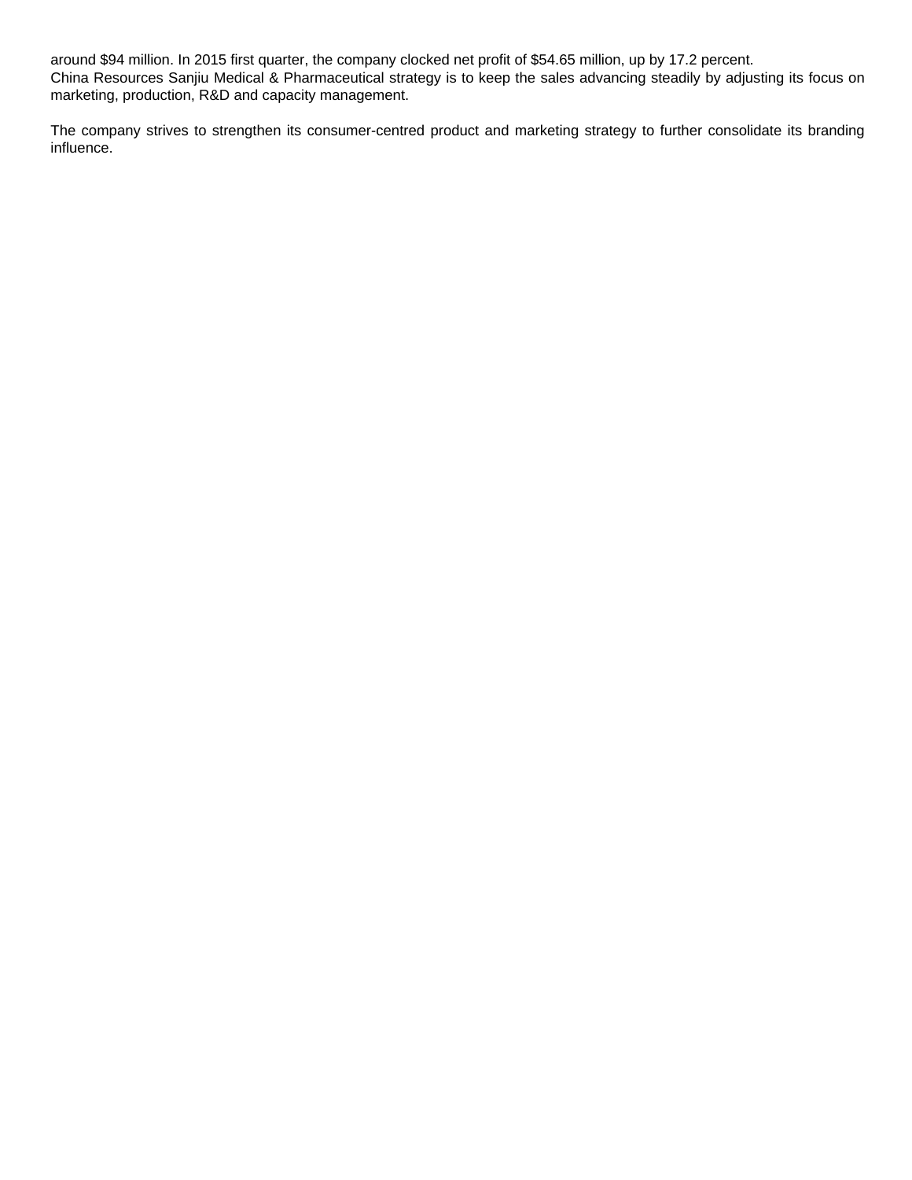around $94 million. In 2015 first quarter, the company clocked net profit of $54.65 million, up by 17.2 percent.
China Resources Sanjiu Medical & Pharmaceutical strategy is to keep the sales advancing steadily by adjusting its focus on marketing, production, R&D and capacity management.

The company strives to strengthen its consumer-centred product and marketing strategy to further consolidate its branding influence.